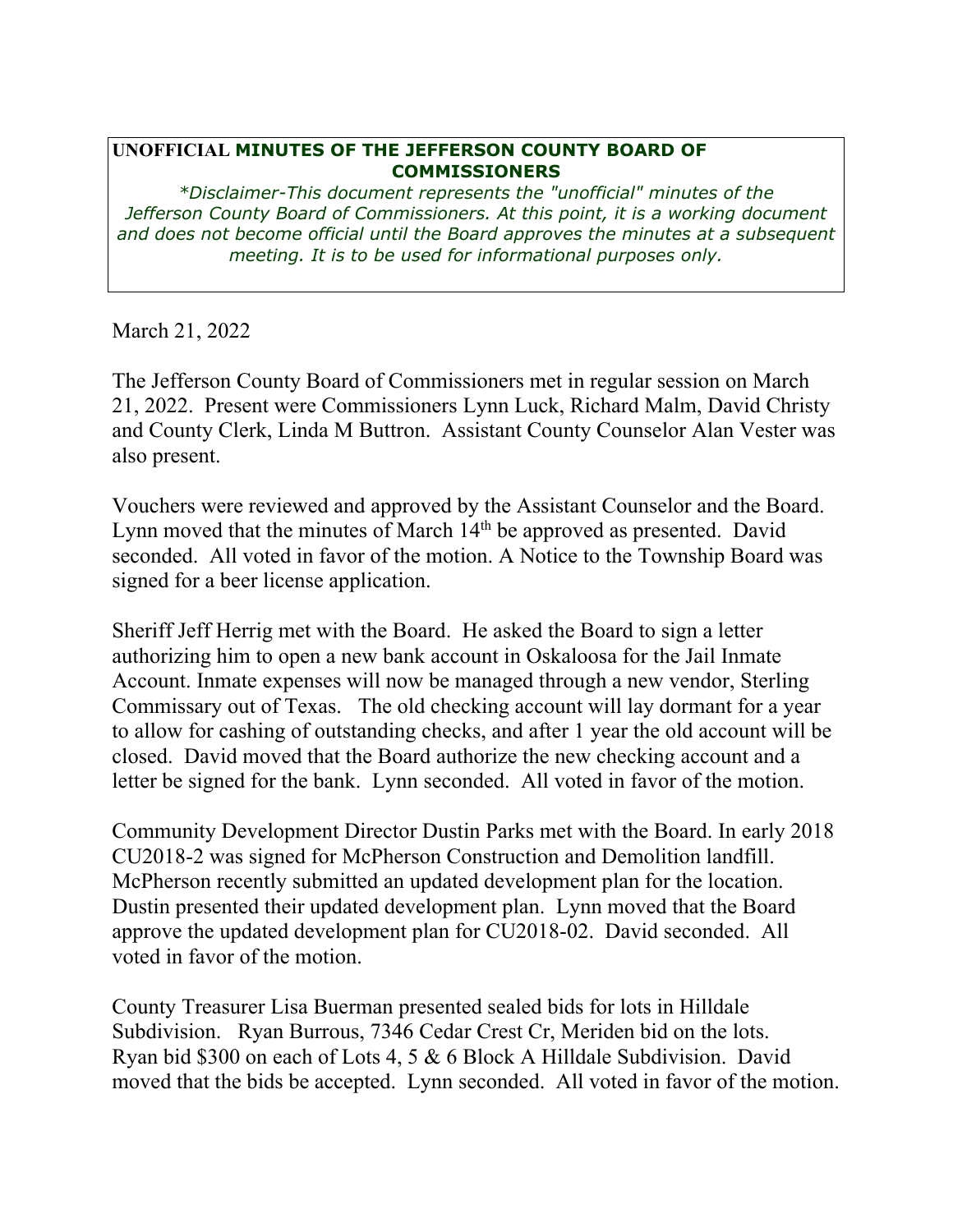**UNOFFICIAL MINUTES OF THE JEFFERSON COUNTY BOARD OF COMMISSIONERS**

*\*Disclaimer-This document represents the "unofficial" minutes of the Jefferson County Board of Commissioners. At this point, it is a working document and does not become official until the Board approves the minutes at a subsequent meeting. It is to be used for informational purposes only.*

March 21, 2022

The Jefferson County Board of Commissioners met in regular session on March 21, 2022. Present were Commissioners Lynn Luck, Richard Malm, David Christy and County Clerk, Linda M Buttron. Assistant County Counselor Alan Vester was also present.

Vouchers were reviewed and approved by the Assistant Counselor and the Board. Lynn moved that the minutes of March 14th be approved as presented. David seconded. All voted in favor of the motion. A Notice to the Township Board was signed for a beer license application.

Sheriff Jeff Herrig met with the Board. He asked the Board to sign a letter authorizing him to open a new bank account in Oskaloosa for the Jail Inmate Account. Inmate expenses will now be managed through a new vendor, Sterling Commissary out of Texas. The old checking account will lay dormant for a year to allow for cashing of outstanding checks, and after 1 year the old account will be closed. David moved that the Board authorize the new checking account and a letter be signed for the bank. Lynn seconded. All voted in favor of the motion.

Community Development Director Dustin Parks met with the Board. In early 2018 CU2018-2 was signed for McPherson Construction and Demolition landfill. McPherson recently submitted an updated development plan for the location. Dustin presented their updated development plan. Lynn moved that the Board approve the updated development plan for CU2018-02. David seconded. All voted in favor of the motion.

County Treasurer Lisa Buerman presented sealed bids for lots in Hilldale Subdivision. Ryan Burrous, 7346 Cedar Crest Cr, Meriden bid on the lots. Ryan bid $300 on each of Lots 4, 5 & 6 Block A Hilldale Subdivision. David moved that the bids be accepted. Lynn seconded. All voted in favor of the motion.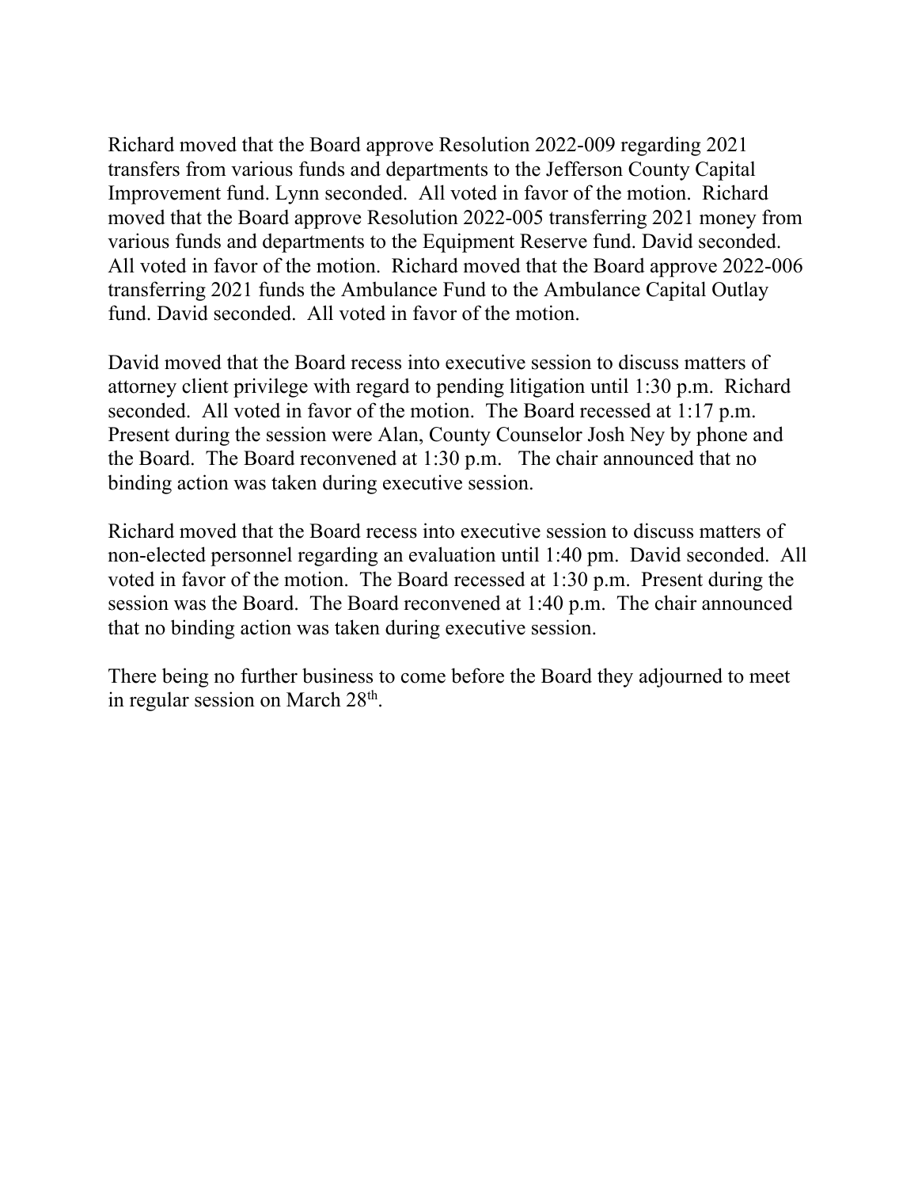Richard moved that the Board approve Resolution 2022-009 regarding 2021 transfers from various funds and departments to the Jefferson County Capital Improvement fund. Lynn seconded. All voted in favor of the motion. Richard moved that the Board approve Resolution 2022-005 transferring 2021 money from various funds and departments to the Equipment Reserve fund. David seconded. All voted in favor of the motion. Richard moved that the Board approve 2022-006 transferring 2021 funds the Ambulance Fund to the Ambulance Capital Outlay fund. David seconded. All voted in favor of the motion.

David moved that the Board recess into executive session to discuss matters of attorney client privilege with regard to pending litigation until 1:30 p.m. Richard seconded. All voted in favor of the motion. The Board recessed at 1:17 p.m. Present during the session were Alan, County Counselor Josh Ney by phone and the Board. The Board reconvened at 1:30 p.m. The chair announced that no binding action was taken during executive session.

Richard moved that the Board recess into executive session to discuss matters of non-elected personnel regarding an evaluation until 1:40 pm. David seconded. All voted in favor of the motion. The Board recessed at 1:30 p.m. Present during the session was the Board. The Board reconvened at 1:40 p.m. The chair announced that no binding action was taken during executive session.

There being no further business to come before the Board they adjourned to meet in regular session on March 28th.